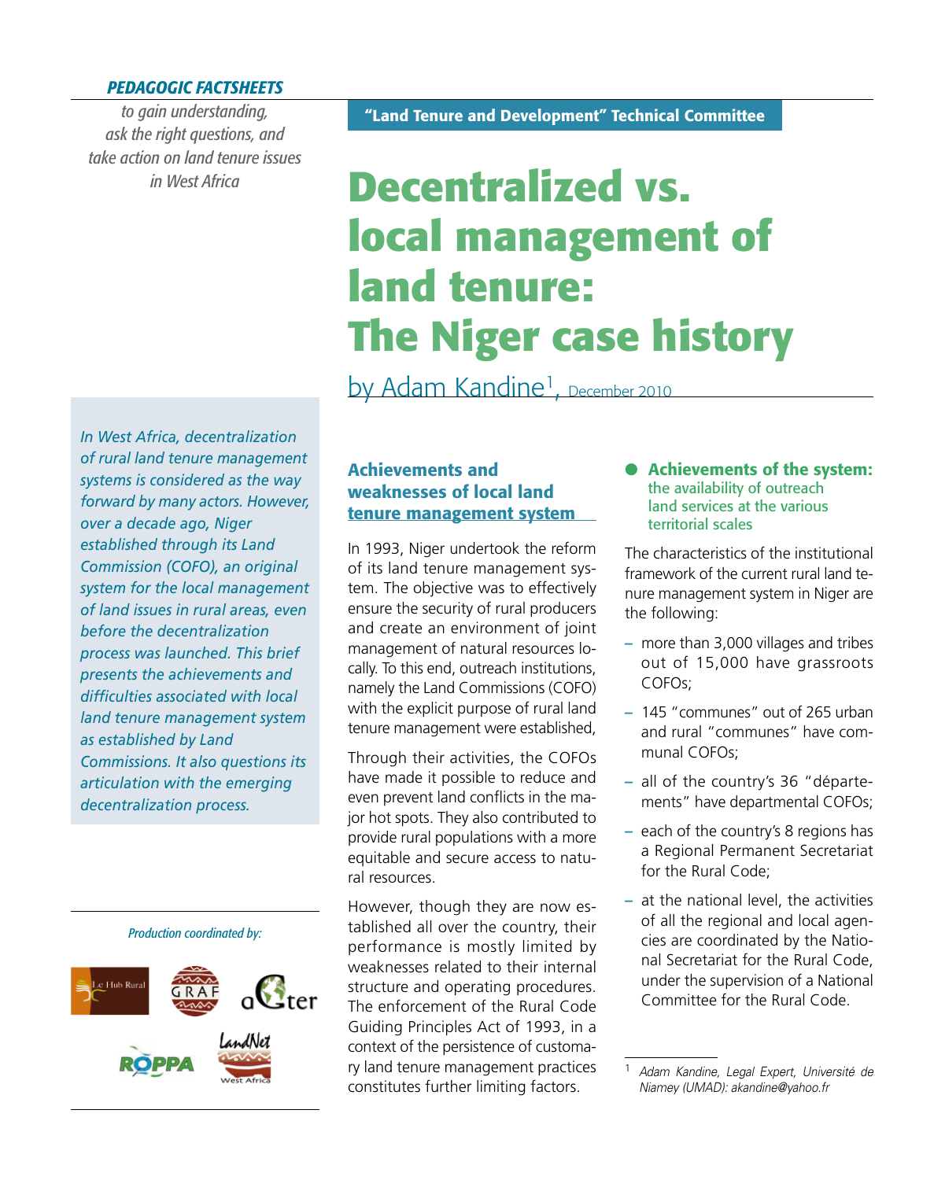*PEDAGOGIC FACTSHEETS*

*to gain understanding, ask the right questions, and take action on land tenure issues in West Africa*

**"Land Tenure and Development" Technical Committee**

# Decentralized vs. local management of land tenure: The Niger case history

by Adam Kandine[1], December 2010

*In West Africa, decentralization of rural land tenure management systems is considered as the way forward by many actors. However, over a decade ago, Niger established through its Land Commission (COFO), an original system for the local management of land issues in rural areas, even before the decentralization process was launched. This brief presents the achievements and difficulties associated with local land tenure management system as established by Land Commissions. It also questions its articulation with the emerging decentralization process.*

*Production coordinated by:*

Le Hub Rural, GRAF, aGter, ROPPA, LandNet West Africa

## Achievements and weaknesses of local land tenure management system

In 1993, Niger undertook the reform of its land tenure management system. The objective was to effectively ensure the security of rural producers and create an environment of joint management of natural resources locally. To this end, outreach institutions, namely the Land Commissions (COFO) with the explicit purpose of rural land tenure management were established,

Through their activities, the COFOs have made it possible to reduce and even prevent land conflicts in the major hot spots. They also contributed to provide rural populations with a more equitable and secure access to natural resources.

However, though they are now established all over the country, their performance is mostly limited by weaknesses related to their internal structure and operating procedures. The enforcement of the Rural Code Guiding Principles Act of 1993, in a context of the persistence of customary land tenure management practices constitutes further limiting factors.

### Achievements of the system: the availability of outreach land services at the various territorial scales

The characteristics of the institutional framework of the current rural land tenure management system in Niger are the following:

- more than 3,000 villages and tribes out of 15,000 have grassroots COFOs;
- 145 "communes" out of 265 urban and rural "communes" have communal COFOs;
- all of the country's 36 "départements" have departmental COFOs;
- each of the country's 8 regions has a Regional Permanent Secretariat for the Rural Code;
- at the national level, the activities of all the regional and local agencies are coordinated by the National Secretariat for the Rural Code, under the supervision of a National Committee for the Rural Code.

[1] *Adam Kandine, Legal Expert, Université de Niamey (UMAD): akandine@yahoo.fr*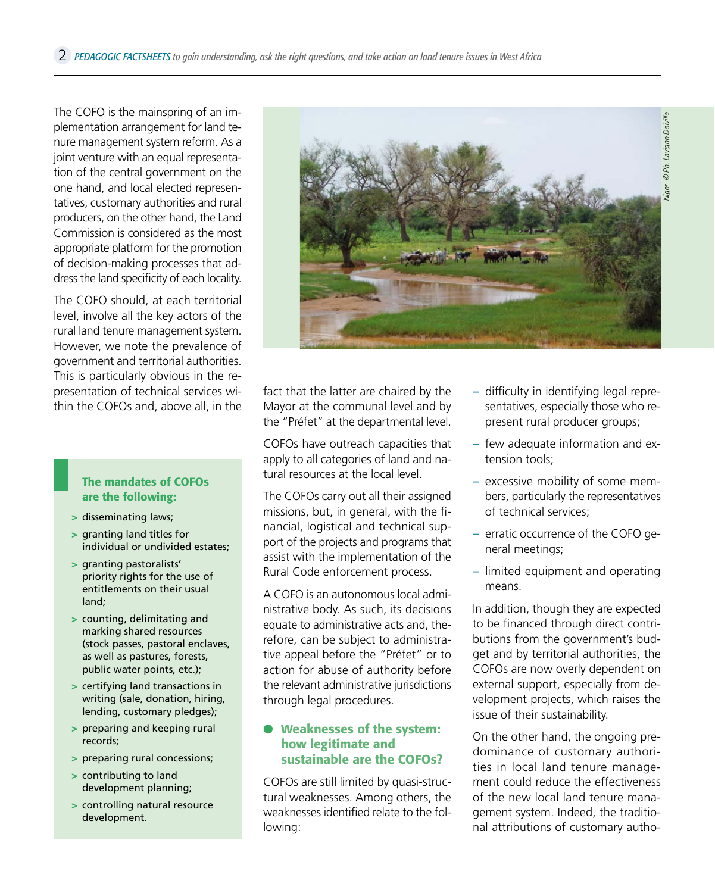The COFO is the mainspring of an implementation arrangement for land tenure management system reform. As a joint venture with an equal representation of the central government on the one hand, and local elected representatives, customary authorities and rural producers, on the other hand, the Land Commission is considered as the most appropriate platform for the promotion of decision-making processes that address the land specificity of each locality.

The COFO should, at each territorial level, involve all the key actors of the rural land tenure management system. However, we note the prevalence of government and territorial authorities. This is particularly obvious in the representation of technical services within the COFOs and, above all, in the fact that the latter are chaired by the Mayor at the communal level and by the "Préfet" at the departmental level.

COFOs have outreach capacities that apply to all categories of land and natural resources at the local level.

The COFOs carry out all their assigned missions, but, in general, with the financial, logistical and technical support of the projects and programs that assist with the implementation of the Rural Code enforcement process.

A COFO is an autonomous local administrative body. As such, its decisions equate to administrative acts and, therefore, can be subject to administrative appeal before the "Préfet" or to action for abuse of authority before the relevant administrative jurisdictions through legal procedures.

**The mandates of COFOs are the following:**

> disseminating laws;
> granting land titles for individual or undivided estates;
> granting pastoralists' priority rights for the use of entitlements on their usual land;
> counting, delimitating and marking shared resources (stock passes, pastoral enclaves, as well as pastures, forests, public water points, etc.);
> certifying land transactions in writing (sale, donation, hiring, lending, customary pledges);
> preparing and keeping rural records;
> preparing rural concessions;
> contributing to land development planning;
> controlling natural resource development.

## Weaknesses of the system: how legitimate and sustainable are the COFOs?

COFOs are still limited by quasi-structural weaknesses. Among others, the weaknesses identified relate to the following:

- difficulty in identifying legal representatives, especially those who represent rural producer groups;
- few adequate information and extension tools;
- excessive mobility of some members, particularly the representatives of technical services;
- erratic occurrence of the COFO general meetings;
- limited equipment and operating means.

In addition, though they are expected to be financed through direct contributions from the government's budget and by territorial authorities, the COFOs are now overly dependent on external support, especially from development projects, which raises the issue of their sustainability.

On the other hand, the ongoing predominance of customary authorities in local land tenure management could reduce the effectiveness of the new local land tenure management system. Indeed, the traditional attributions of customary autho-

*Niger © Ph. Lavigne Delville*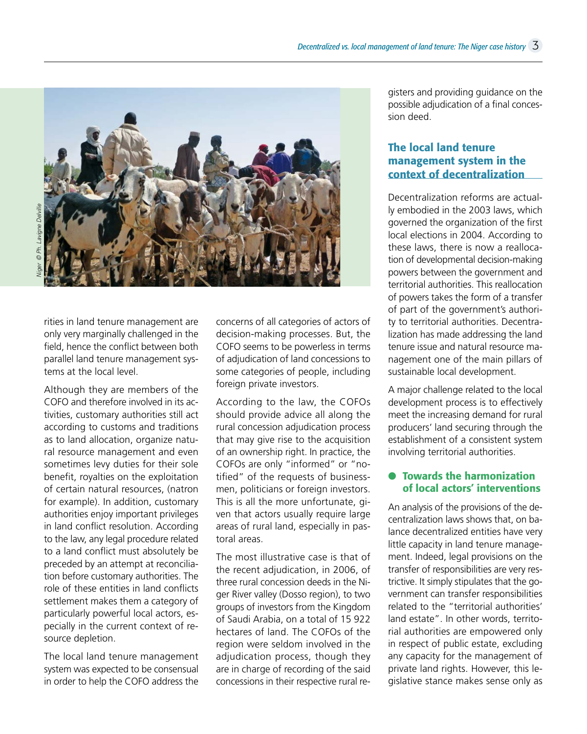rities in land tenure management are only very marginally challenged in the field, hence the conflict between both parallel land tenure management systems at the local level.

Although they are members of the COFO and therefore involved in its activities, customary authorities still act according to customs and traditions as to land allocation, organize natural resource management and even sometimes levy duties for their sole benefit, royalties on the exploitation of certain natural resources, (natron for example). In addition, customary authorities enjoy important privileges in land conflict resolution. According to the law, any legal procedure related to a land conflict must absolutely be preceded by an attempt at reconciliation before customary authorities. The role of these entities in land conflicts settlement makes them a category of particularly powerful local actors, especially in the current context of resource depletion.

The local land tenure management system was expected to be consensual in order to help the COFO address the concerns of all categories of actors of decision-making processes. But, the COFO seems to be powerless in terms of adjudication of land concessions to some categories of people, including foreign private investors.

According to the law, the COFOs should provide advice all along the rural concession adjudication process that may give rise to the acquisition of an ownership right. In practice, the COFOs are only "informed" or "notified" of the requests of businessmen, politicians or foreign investors. This is all the more unfortunate, given that actors usually require large areas of rural land, especially in pastoral areas.

The most illustrative case is that of the recent adjudication, in 2006, of three rural concession deeds in the Niger River valley (Dosso region), to two groups of investors from the Kingdom of Saudi Arabia, on a total of 15 922 hectares of land. The COFOs of the region were seldom involved in the adjudication process, though they are in charge of recording of the said concessions in their respective rural registers and providing guidance on the possible adjudication of a final concession deed.

## The local land tenure management system in the context of decentralization

Decentralization reforms are actually embodied in the 2003 laws, which governed the organization of the first local elections in 2004. According to these laws, there is now a reallocation of developmental decision-making powers between the government and territorial authorities. This reallocation of powers takes the form of a transfer of part of the government's authority to territorial authorities. Decentralization has made addressing the land tenure issue and natural resource management one of the main pillars of sustainable local development.

A major challenge related to the local development process is to effectively meet the increasing demand for rural producers' land securing through the establishment of a consistent system involving territorial authorities.

### Towards the harmonization of local actors' interventions

An analysis of the provisions of the decentralization laws shows that, on balance decentralized entities have very little capacity in land tenure management. Indeed, legal provisions on the transfer of responsibilities are very restrictive. It simply stipulates that the government can transfer responsibilities related to the "territorial authorities' land estate". In other words, territorial authorities are empowered only in respect of public estate, excluding any capacity for the management of private land rights. However, this legislative stance makes sense only as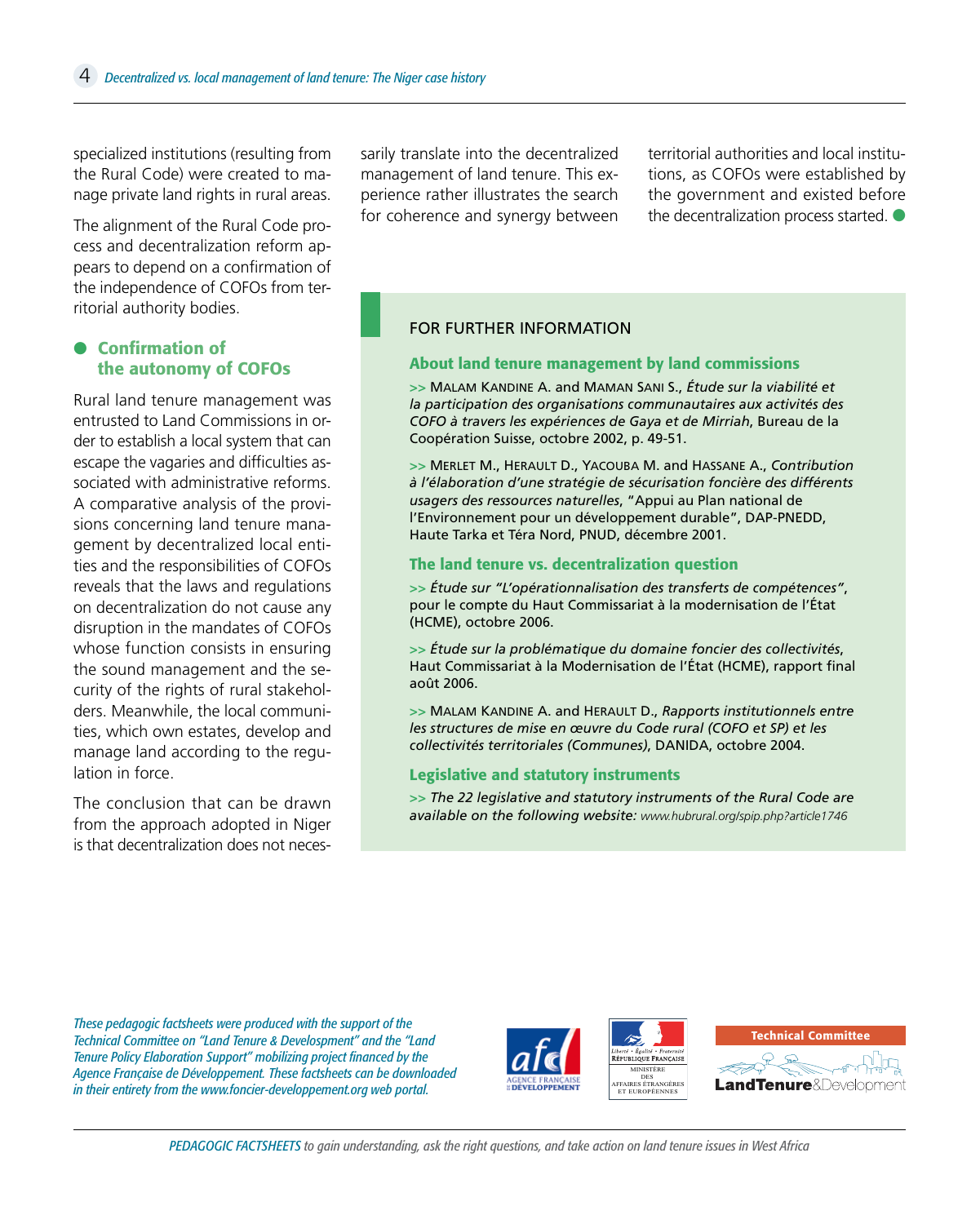specialized institutions (resulting from the Rural Code) were created to manage private land rights in rural areas.

The alignment of the Rural Code process and decentralization reform appears to depend on a confirmation of the independence of COFOs from territorial authority bodies.

### Confirmation of the autonomy of COFOs

Rural land tenure management was entrusted to Land Commissions in order to establish a local system that can escape the vagaries and difficulties associated with administrative reforms. A comparative analysis of the provisions concerning land tenure management by decentralized local entities and the responsibilities of COFOs reveals that the laws and regulations on decentralization do not cause any disruption in the mandates of COFOs whose function consists in ensuring the sound management and the security of the rights of rural stakeholders. Meanwhile, the local communities, which own estates, develop and manage land according to the regulation in force.

The conclusion that can be drawn from the approach adopted in Niger is that decentralization does not necessarily translate into the decentralized management of land tenure. This experience rather illustrates the search for coherence and synergy between territorial authorities and local institutions, as COFOs were established by the government and existed before the decentralization process started.

## FOR FURTHER INFORMATION

### About land tenure management by land commissions

>> Malam Kandine A. and Maman Sani S., *Étude sur la viabilité et la participation des organisations communautaires aux activités des COFO à travers les expériences de Gaya et de Mirriah*, Bureau de la Coopération Suisse, octobre 2002, p. 49-51.

>> Merlet M., Herault D., Yacouba M. and Hassane A., *Contribution à l'élaboration d'une stratégie de sécurisation foncière des différents usagers des ressources naturelles*, "Appui au Plan national de l'Environnement pour un développement durable", DAP-PNEDD, Haute Tarka et Téra Nord, PNUD, décembre 2001.

### The land tenure vs. decentralization question

>> *Étude sur "L'opérationnalisation des transferts de compétences"*, pour le compte du Haut Commissariat à la modernisation de l'État (HCME), octobre 2006.

>> *Étude sur la problématique du domaine foncier des collectivités*, Haut Commissariat à la Modernisation de l'État (HCME), rapport final août 2006.

>> Malam Kandine A. and Herault D., *Rapports institutionnels entre les structures de mise en œuvre du Code rural (COFO et SP) et les collectivités territoriales (Communes)*, DANIDA, octobre 2004.

### Legislative and statutory instruments

>> *The 22 legislative and statutory instruments of the Rural Code are available on the following website:* www.hubrural.org/spip.php?article1746

*These pedagogic factsheets were produced with the support of the Technical Committee on "Land Tenure & Development" and the "Land Tenure Policy Elaboration Support" mobilizing project financed by the Agence Française de Développement. These factsheets can be downloaded in their entirety from the www.foncier-developpement.org web portal.*

*PEDAGOGIC FACTSHEETS to gain understanding, ask the right questions, and take action on land tenure issues in West Africa*